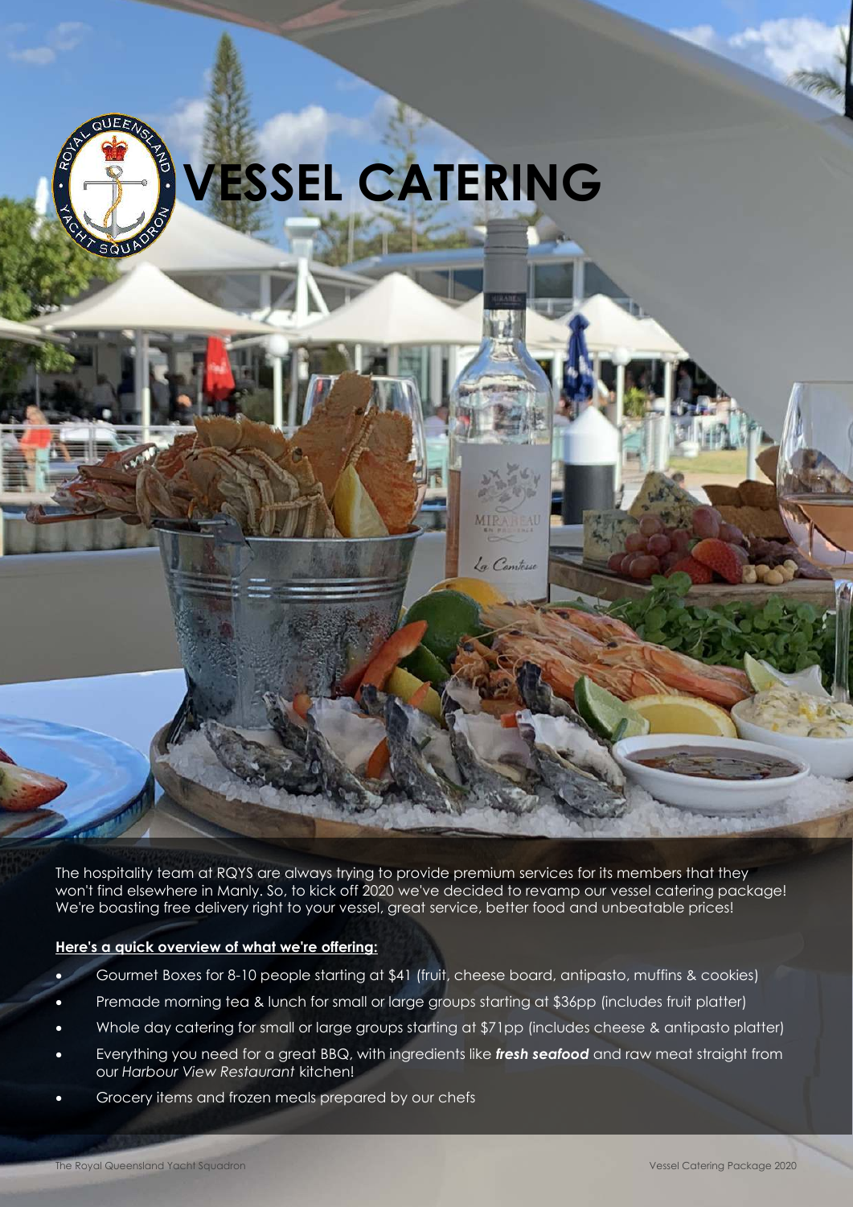# VESSEL CATERING

The hospitality team at RQYS are always trying to provide premium services for its members that they won't find elsewhere in Manly. So, to kick off 2020 we've decided to revamp our vessel catering package! We're boasting free delivery right to your vessel, great service, better food and unbeatable prices!

**Here's a quick overview of what we're offering:**

- Gourmet Boxes for 8-10 people starting at $41 (fruit, cheese board, antipasto, muffins & cookies)
- Premade morning tea & lunch for small or large groups starting at $36pp (includes fruit platter)
- Whole day catering for small or large groups starting at $71pp (includes cheese & antipasto platter)
- Everything you need for a great BBQ, with ingredients like ***fresh seafood*** and raw meat straight from our *Harbour View Restaurant* kitchen!
- Grocery items and frozen meals prepared by our chefs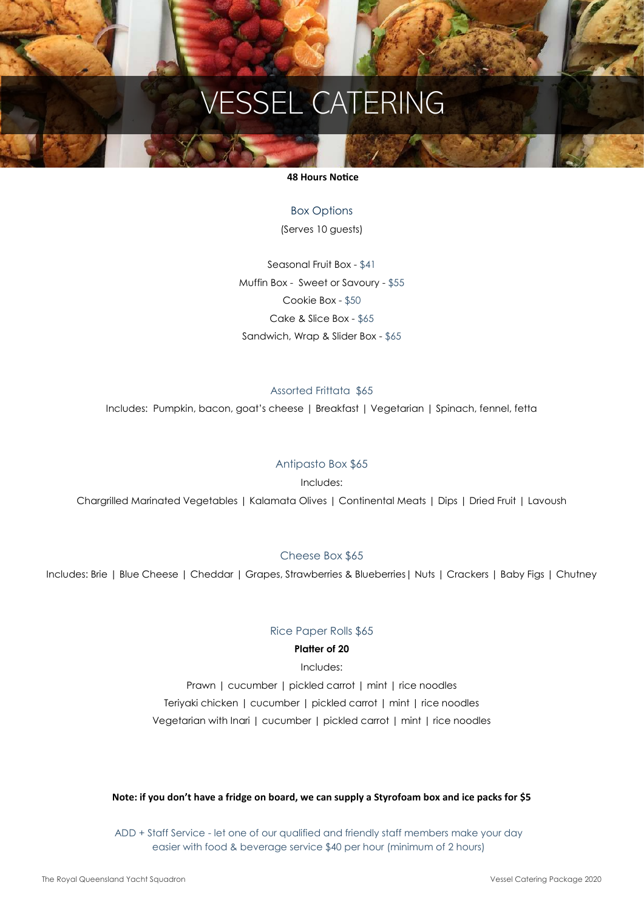# VESSEL CATERING

**48 Hours Notice**

## Box Options

(Serves 10 guests)

Seasonal Fruit Box - $41

Muffin Box - Sweet or Savoury - $55

Cookie Box - $50

Cake & Slice Box - $65

Sandwich, Wrap & Slider Box - $65

## Assorted Frittata $65

Includes: Pumpkin, bacon, goat's cheese | Breakfast | Vegetarian | Spinach, fennel, fetta

## Antipasto Box $65

Includes:

Chargrilled Marinated Vegetables | Kalamata Olives | Continental Meats | Dips | Dried Fruit | Lavoush

## Cheese Box $65

Includes: Brie | Blue Cheese | Cheddar | Grapes, Strawberries & Blueberries| Nuts | Crackers | Baby Figs | Chutney

## Rice Paper Rolls $65

**Platter of 20**

Includes:

Prawn | cucumber | pickled carrot | mint | rice noodles

Teriyaki chicken | cucumber | pickled carrot | mint | rice noodles

Vegetarian with Inari | cucumber | pickled carrot | mint | rice noodles

**Note: if you don't have a fridge on board, we can supply a Styrofoam box and ice packs for $5**

ADD + Staff Service - let one of our qualified and friendly staff members make your day easier with food & beverage service $40 per hour (minimum of 2 hours)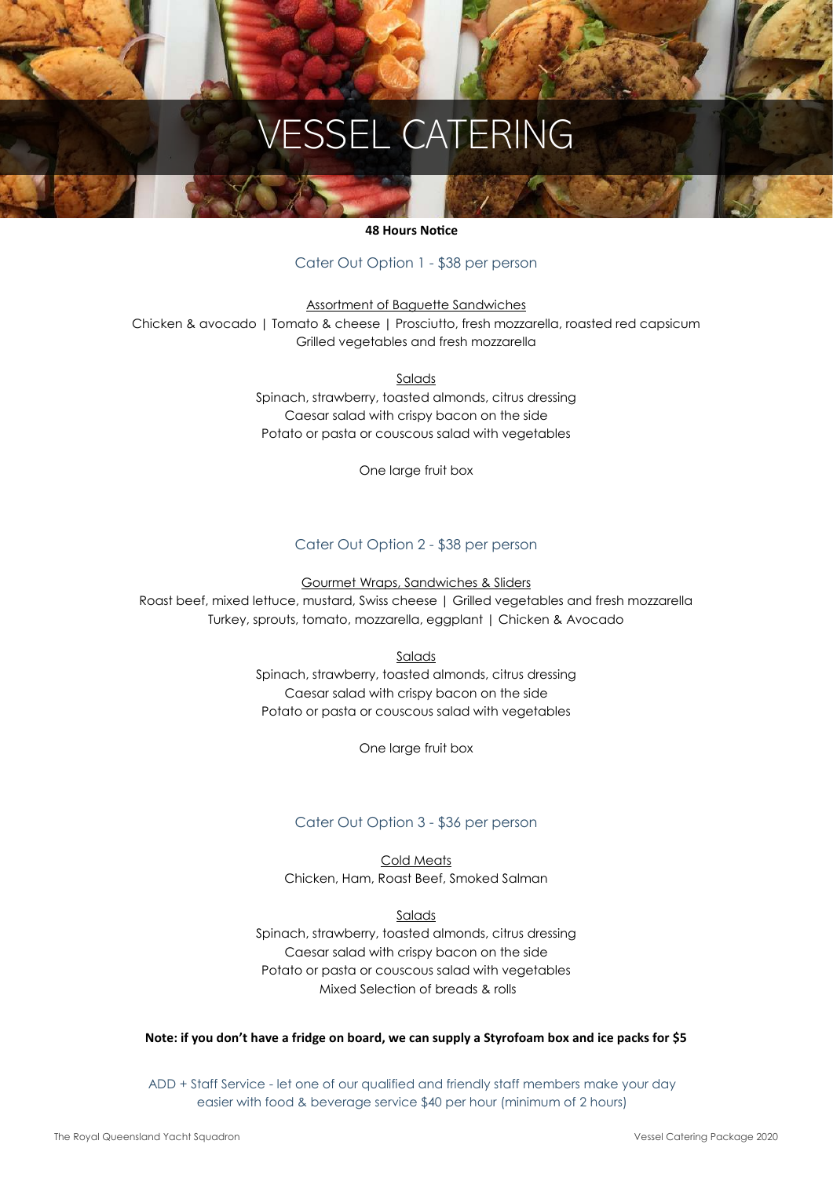# VESSEL CATERING

**48 Hours Notice**

## Cater Out Option 1 - $38 per person

Assortment of Baguette Sandwiches

Chicken & avocado | Tomato & cheese | Prosciutto, fresh mozzarella, roasted red capsicum
Grilled vegetables and fresh mozzarella

Salads

Spinach, strawberry, toasted almonds, citrus dressing
Caesar salad with crispy bacon on the side
Potato or pasta or couscous salad with vegetables

One large fruit box

## Cater Out Option 2 - $38 per person

Gourmet Wraps, Sandwiches & Sliders

Roast beef, mixed lettuce, mustard, Swiss cheese | Grilled vegetables and fresh mozzarella
Turkey, sprouts, tomato, mozzarella, eggplant | Chicken & Avocado

Salads

Spinach, strawberry, toasted almonds, citrus dressing
Caesar salad with crispy bacon on the side
Potato or pasta or couscous salad with vegetables

One large fruit box

## Cater Out Option 3 - $36 per person

Cold Meats

Chicken, Ham, Roast Beef, Smoked Salman

Salads

Spinach, strawberry, toasted almonds, citrus dressing
Caesar salad with crispy bacon on the side
Potato or pasta or couscous salad with vegetables
Mixed Selection of breads & rolls

**Note: if you don't have a fridge on board, we can supply a Styrofoam box and ice packs for $5**

ADD + Staff Service - let one of our qualified and friendly staff members make your day easier with food & beverage service $40 per hour (minimum of 2 hours)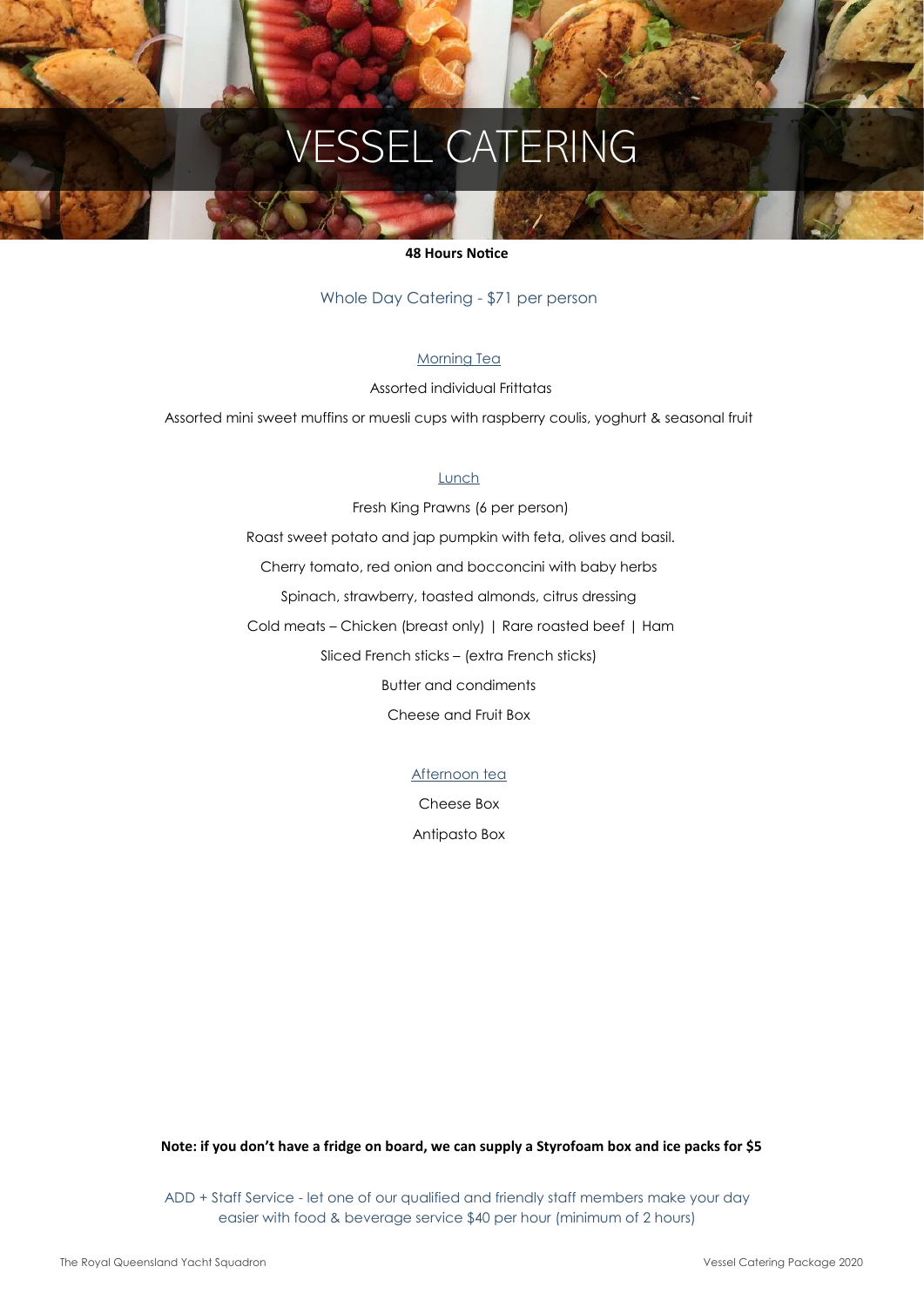# VESSEL CATERING

**48 Hours Notice**

Whole Day Catering - $71 per person

## Morning Tea

Assorted individual Frittatas

Assorted mini sweet muffins or muesli cups with raspberry coulis, yoghurt & seasonal fruit

## Lunch

Fresh King Prawns (6 per person)

Roast sweet potato and jap pumpkin with feta, olives and basil.

Cherry tomato, red onion and bocconcini with baby herbs

Spinach, strawberry, toasted almonds, citrus dressing

Cold meats – Chicken (breast only) | Rare roasted beef | Ham

Sliced French sticks – (extra French sticks)

Butter and condiments

Cheese and Fruit Box

## Afternoon tea

Cheese Box

Antipasto Box

**Note: if you don't have a fridge on board, we can supply a Styrofoam box and ice packs for $5**

ADD + Staff Service - let one of our qualified and friendly staff members make your day easier with food & beverage service $40 per hour (minimum of 2 hours)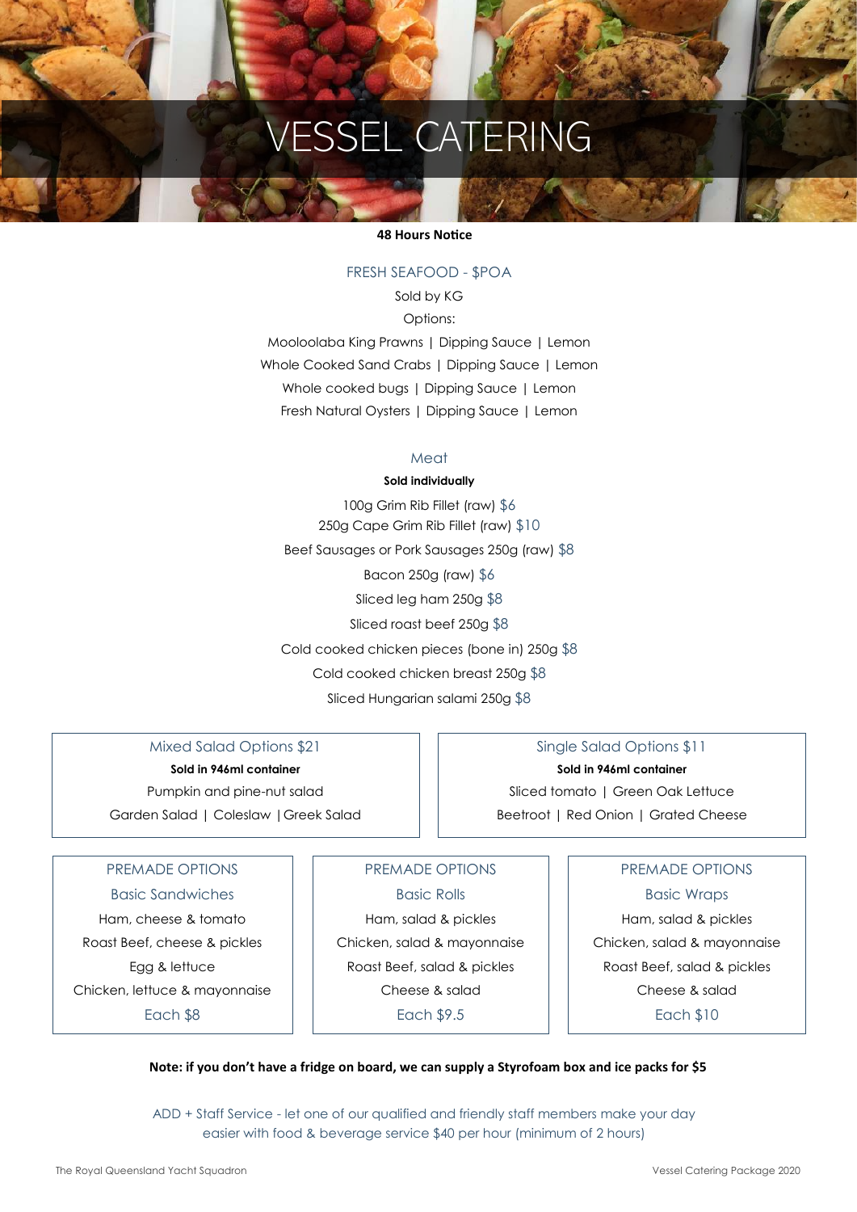# VESSEL CATERING

**48 Hours Notice**

## FRESH SEAFOOD - $POA

Sold by KG

Options:

Mooloolaba King Prawns | Dipping Sauce | Lemon

Whole Cooked Sand Crabs | Dipping Sauce | Lemon

Whole cooked bugs | Dipping Sauce | Lemon

Fresh Natural Oysters | Dipping Sauce | Lemon

## Meat

**Sold individually**

100g Grim Rib Fillet (raw) $6

250g Cape Grim Rib Fillet (raw) $10

Beef Sausages or Pork Sausages 250g (raw) $8

Bacon 250g (raw) $6

Sliced leg ham 250g $8

Sliced roast beef 250g $8

Cold cooked chicken pieces (bone in) 250g $8

Cold cooked chicken breast 250g $8

Sliced Hungarian salami 250g $8

## Mixed Salad Options $21

**Sold in 946ml container**

Pumpkin and pine-nut salad

Garden Salad | Coleslaw | Greek Salad

## Single Salad Options $11

**Sold in 946ml container**

Sliced tomato | Green Oak Lettuce

Beetroot | Red Onion | Grated Cheese

## PREMADE OPTIONS

### Basic Sandwiches

Ham, cheese & tomato

Roast Beef, cheese & pickles

Egg & lettuce

Chicken, lettuce & mayonnaise

Each $8

## PREMADE OPTIONS

### Basic Rolls

Ham, salad & pickles

Chicken, salad & mayonnaise

Roast Beef, salad & pickles

Cheese & salad

Each $9.5

## PREMADE OPTIONS

### Basic Wraps

Ham, salad & pickles

Chicken, salad & mayonnaise

Roast Beef, salad & pickles

Cheese & salad

Each $10

**Note: if you don't have a fridge on board, we can supply a Styrofoam box and ice packs for $5**

ADD + Staff Service - let one of our qualified and friendly staff members make your day easier with food & beverage service $40 per hour (minimum of 2 hours)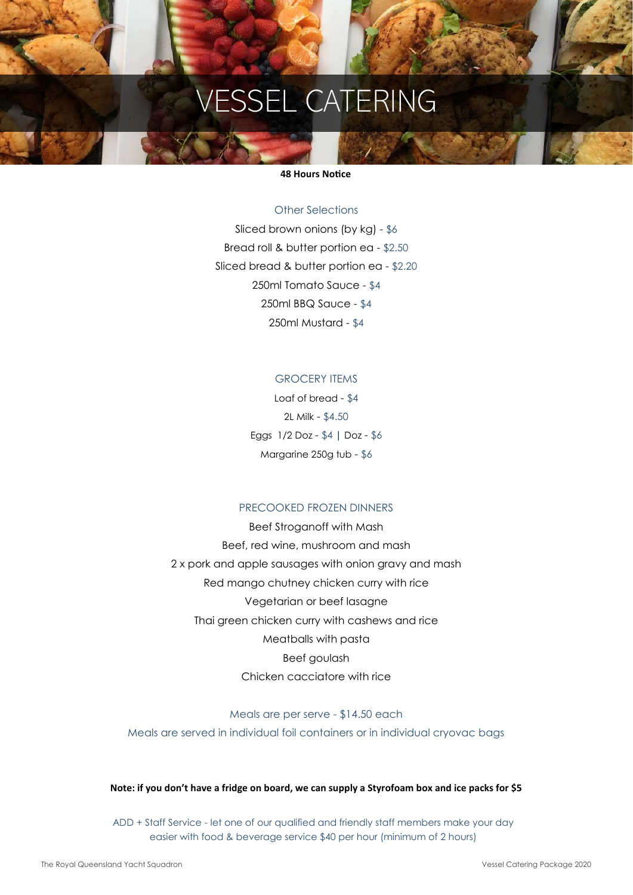# VESSEL CATERING

**48 Hours Notice**

## Other Selections

Sliced brown onions (by kg) - $6

Bread roll & butter portion ea - $2.50

Sliced bread & butter portion ea - $2.20

250ml Tomato Sauce - $4

250ml BBQ Sauce - $4

250ml Mustard - $4

## GROCERY ITEMS

Loaf of bread - $4

2L Milk - $4.50

Eggs 1/2 Doz - $4 | Doz - $6

Margarine 250g tub - $6

## PRECOOKED FROZEN DINNERS

Beef Stroganoff with Mash

Beef, red wine, mushroom and mash

2 x pork and apple sausages with onion gravy and mash

Red mango chutney chicken curry with rice

Vegetarian or beef lasagne

Thai green chicken curry with cashews and rice

Meatballs with pasta

Beef goulash

Chicken cacciatore with rice

Meals are per serve - $14.50 each

Meals are served in individual foil containers or in individual cryovac bags

**Note: if you don't have a fridge on board, we can supply a Styrofoam box and ice packs for $5**

ADD + Staff Service - let one of our qualified and friendly staff members make your day easier with food & beverage service $40 per hour (minimum of 2 hours)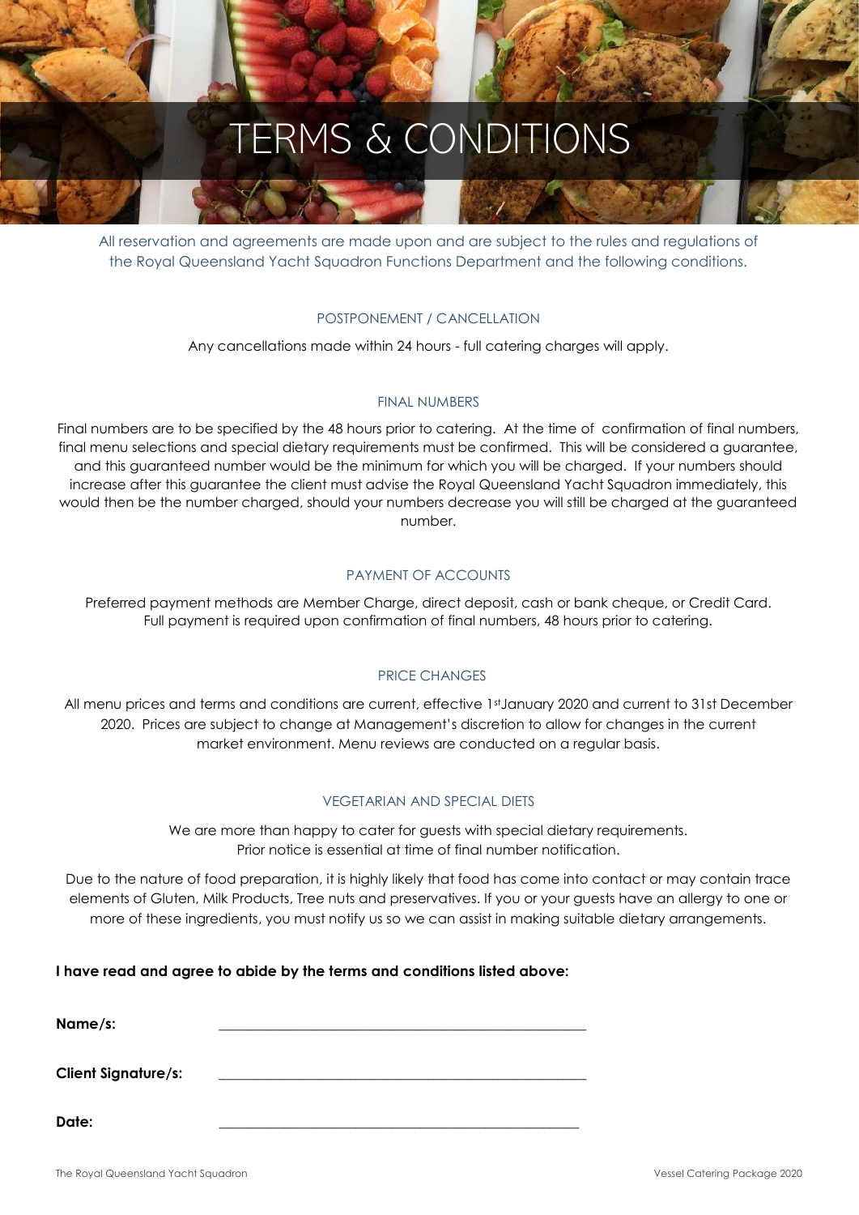# TERMS & CONDITIONS

All reservation and agreements are made upon and are subject to the rules and regulations of the Royal Queensland Yacht Squadron Functions Department and the following conditions.

## POSTPONEMENT / CANCELLATION

Any cancellations made within 24 hours - full catering charges will apply.

## FINAL NUMBERS

Final numbers are to be specified by the 48 hours prior to catering. At the time of confirmation of final numbers, final menu selections and special dietary requirements must be confirmed. This will be considered a guarantee, and this guaranteed number would be the minimum for which you will be charged. If your numbers should increase after this guarantee the client must advise the Royal Queensland Yacht Squadron immediately, this would then be the number charged, should your numbers decrease you will still be charged at the guaranteed number.

## PAYMENT OF ACCOUNTS

Preferred payment methods are Member Charge, direct deposit, cash or bank cheque, or Credit Card. Full payment is required upon confirmation of final numbers, 48 hours prior to catering.

## PRICE CHANGES

All menu prices and terms and conditions are current, effective 1st January 2020 and current to 31st December 2020. Prices are subject to change at Management's discretion to allow for changes in the current market environment. Menu reviews are conducted on a regular basis.

## VEGETARIAN AND SPECIAL DIETS

We are more than happy to cater for guests with special dietary requirements. Prior notice is essential at time of final number notification.

Due to the nature of food preparation, it is highly likely that food has come into contact or may contain trace elements of Gluten, Milk Products, Tree nuts and preservatives. If you or your guests have an allergy to one or more of these ingredients, you must notify us so we can assist in making suitable dietary arrangements.

**I have read and agree to abide by the terms and conditions listed above:**

**Name/s:** ____________________________________________________

**Client Signature/s:** ____________________________________________________

**Date:** ____________________________________________________